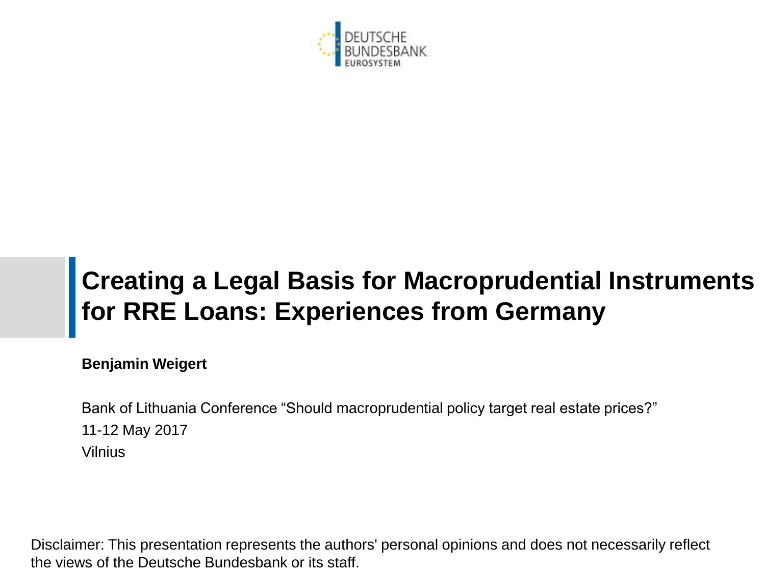DEUTSCHE
BUNDESBANK
EUROSYSTEM

# Creating a Legal Basis for Macroprudential Instruments for RRE Loans: Experiences from Germany

**Benjamin Weigert**

Bank of Lithuania Conference "Should macroprudential policy target real estate prices?"

11-12 May 2017

Vilnius

Disclaimer: This presentation represents the authors' personal opinions and does not necessarily reflect the views of the Deutsche Bundesbank or its staff.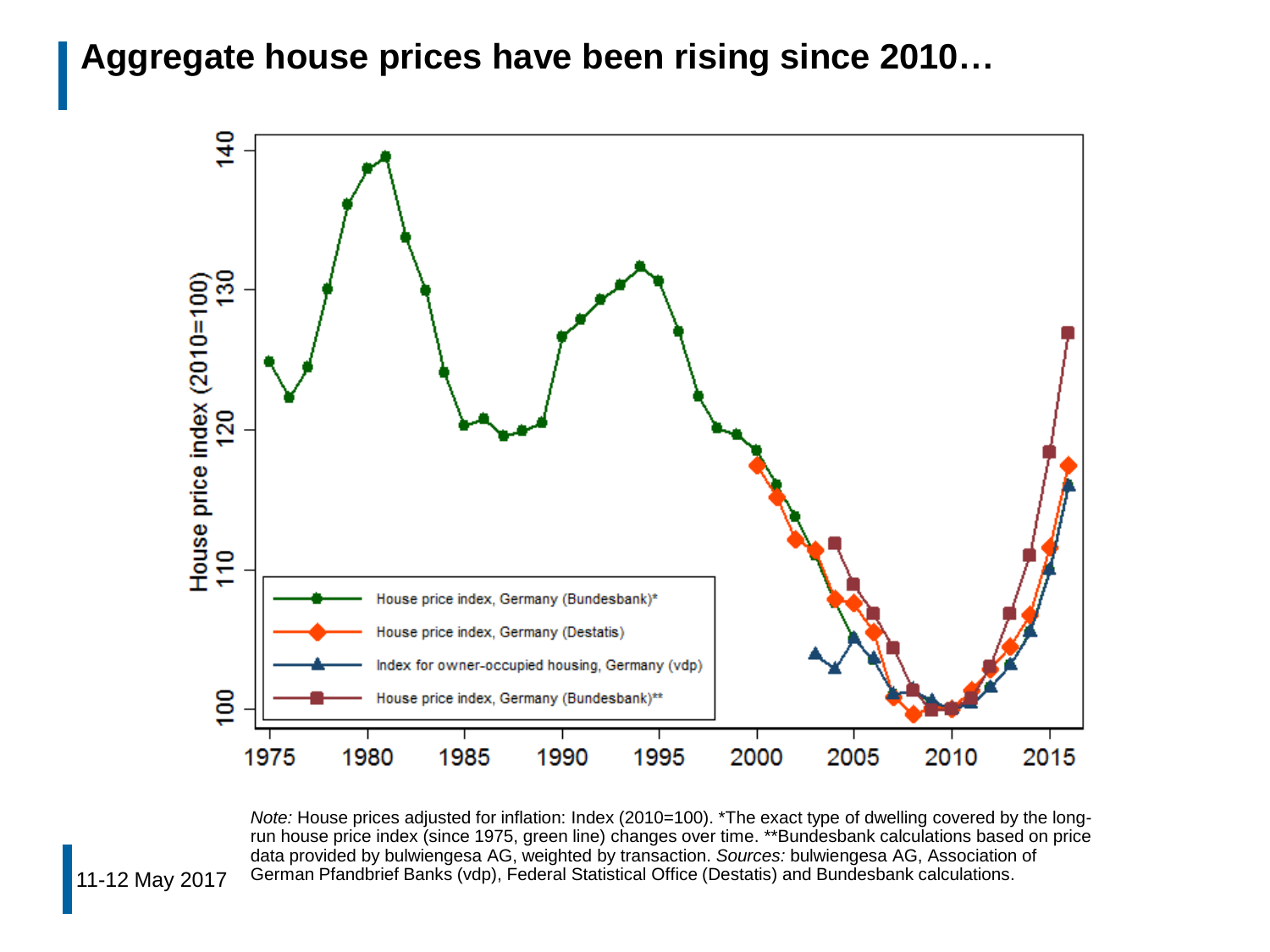# Aggregate house prices have been rising since 2010…

*Note:* House prices adjusted for inflation: Index (2010=100). *The exact type of dwelling covered by the long-run house price index (since 1975, green line) changes over time. **Bundesbank calculations based on price data provided by bulwiengesa AG, weighted by transaction. *Sources:* bulwiengesa AG, Association of German Pfandbrief Banks (vdp), Federal Statistical Office (Destatis) and Bundesbank calculations.

11-12 May 2017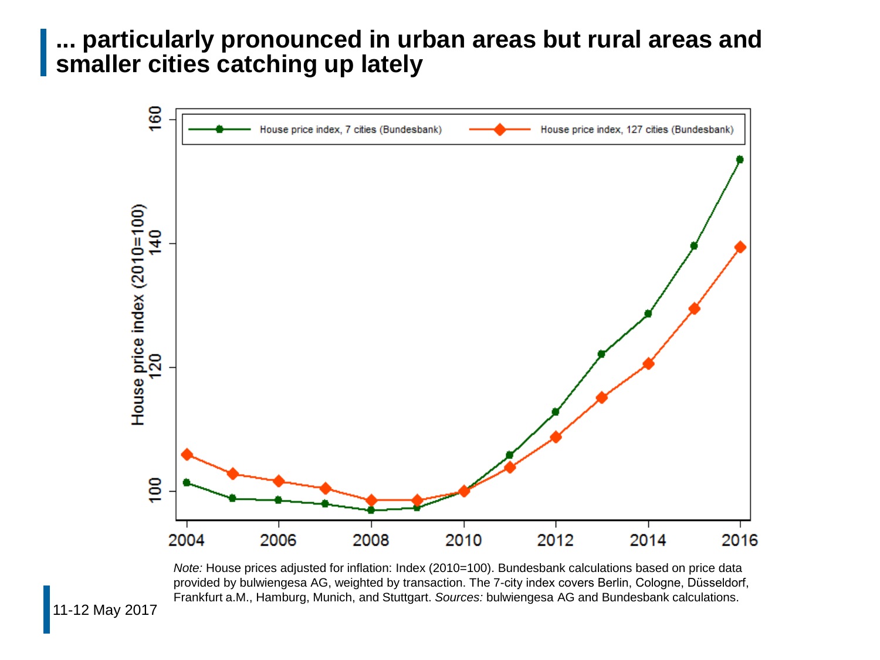# ... particularly pronounced in urban areas but rural areas and smaller cities catching up lately

*Note:* House prices adjusted for inflation: Index (2010=100). Bundesbank calculations based on price data provided by bulwiengesa AG, weighted by transaction. The 7-city index covers Berlin, Cologne, Düsseldorf, Frankfurt a.M., Hamburg, Munich, and Stuttgart. *Sources:* bulwiengesa AG and Bundesbank calculations.

11-12 May 2017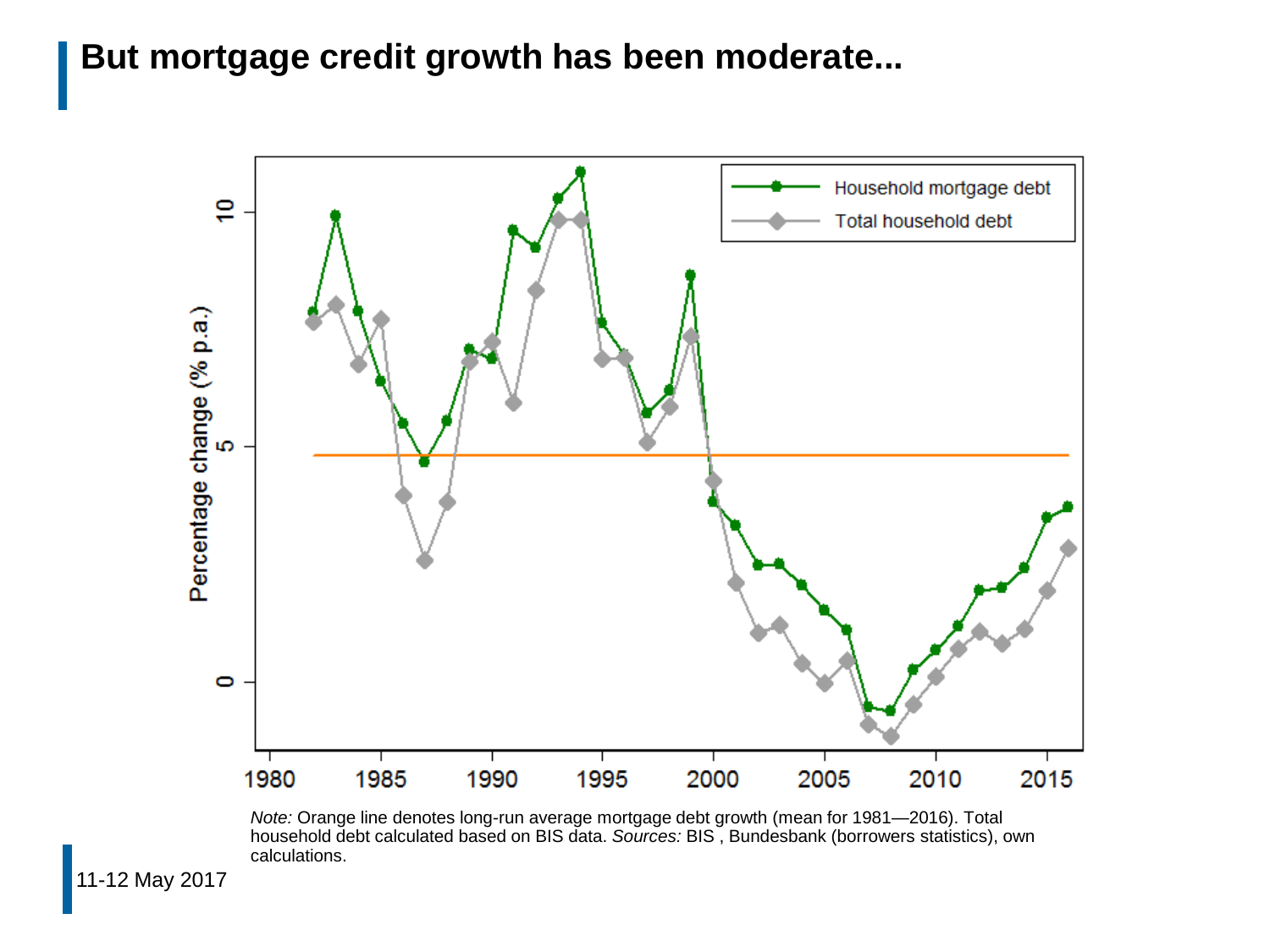# But mortgage credit growth has been moderate...

*Note:* Orange line denotes long-run average mortgage debt growth (mean for 1981—2016). Total household debt calculated based on BIS data. *Sources:* BIS , Bundesbank (borrowers statistics), own calculations.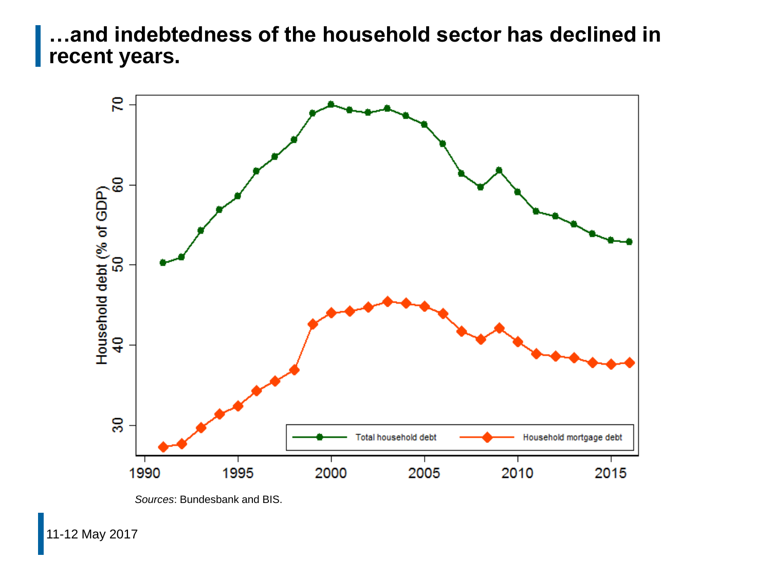## …and indebtedness of the household sector has declined in recent years.

*Sources*: Bundesbank and BIS.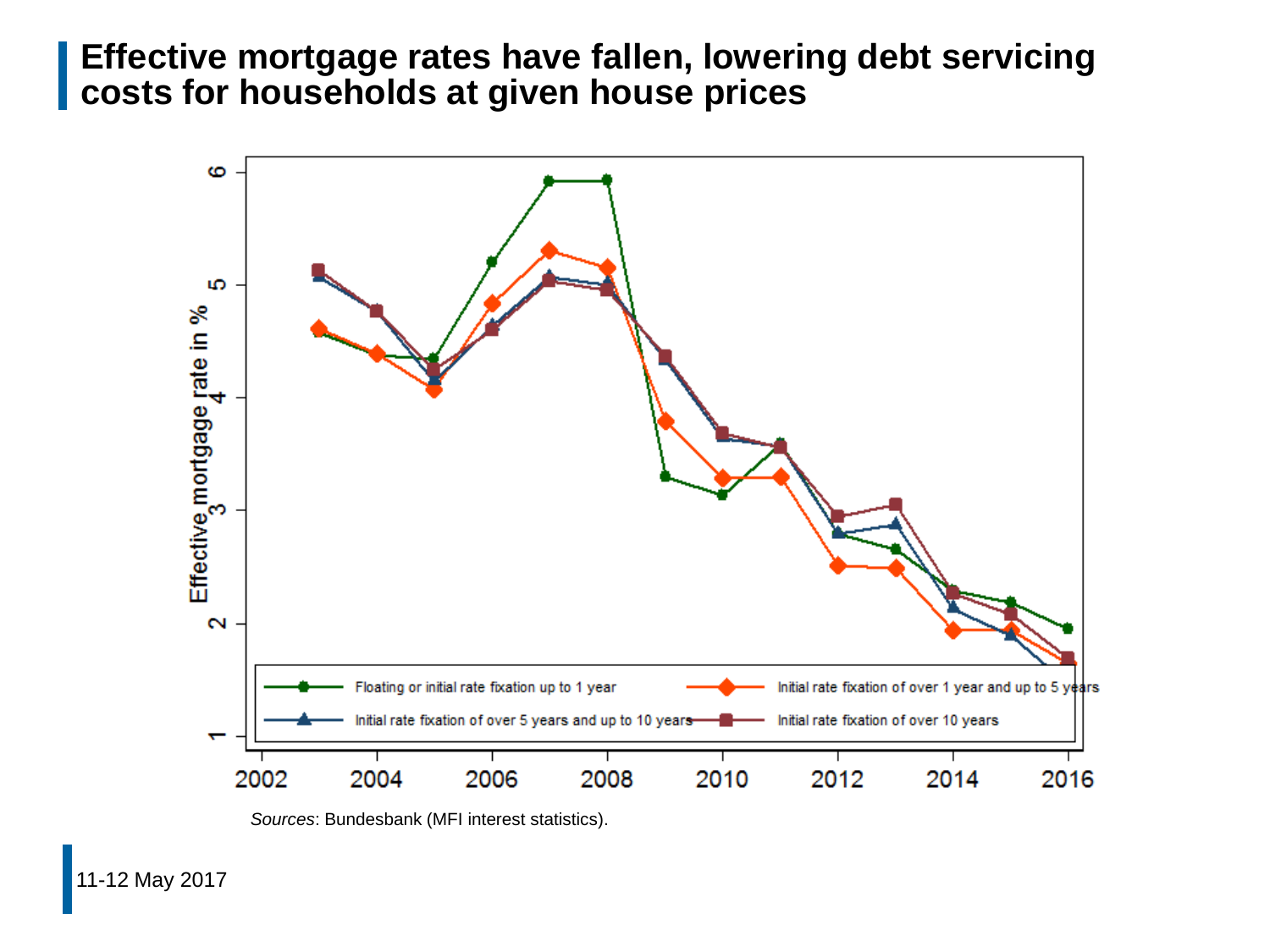# Effective mortgage rates have fallen, lowering debt servicing costs for households at given house prices

*Sources*: Bundesbank (MFI interest statistics).

11-12 May 2017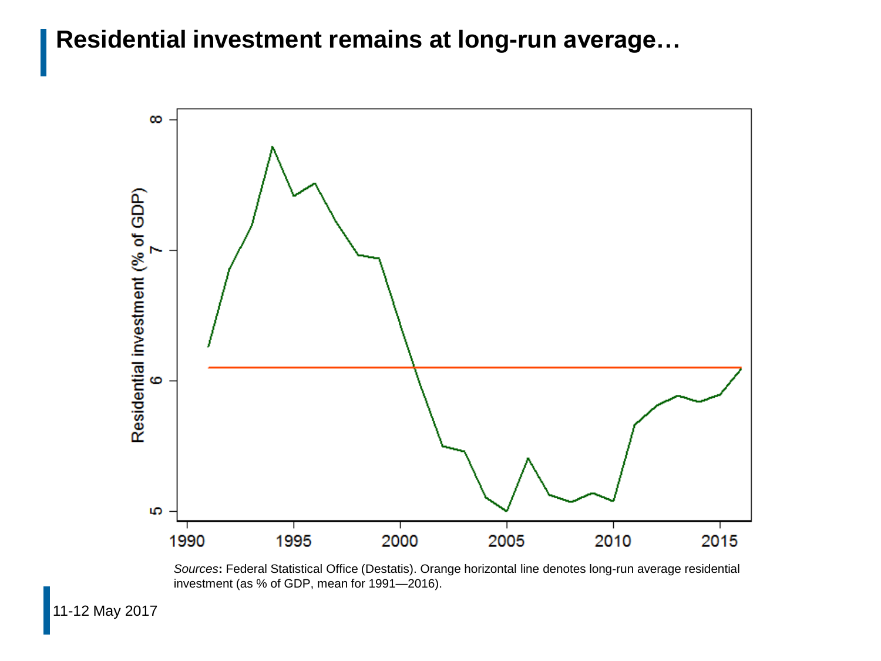# Residential investment remains at long-run average…

*Sources***:** Federal Statistical Office (Destatis). Orange horizontal line denotes long-run average residential investment (as % of GDP, mean for 1991—2016).

11-12 May 2017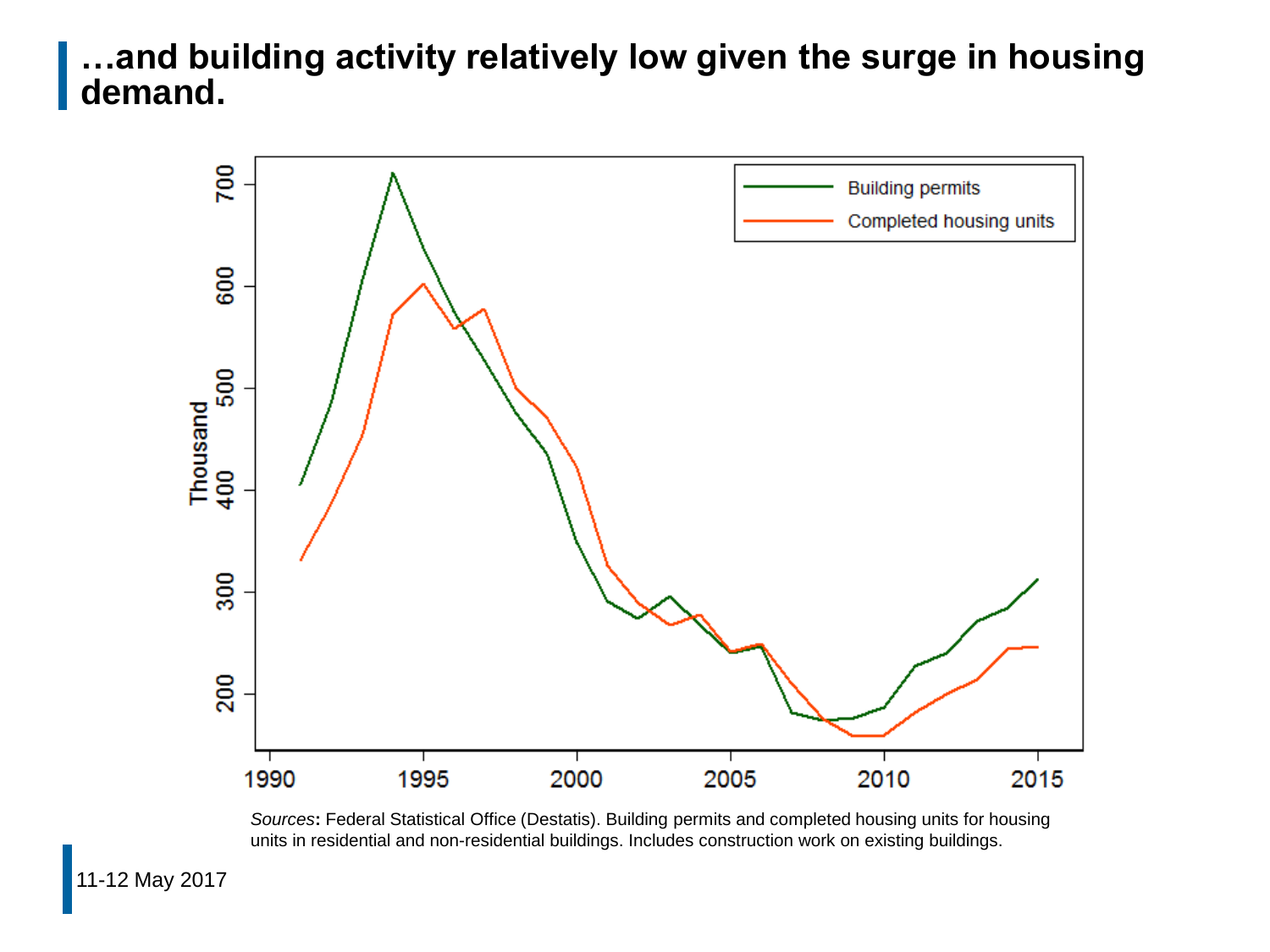# …and building activity relatively low given the surge in housing demand.

*Sources*: Federal Statistical Office (Destatis). Building permits and completed housing units for housing units in residential and non-residential buildings. Includes construction work on existing buildings.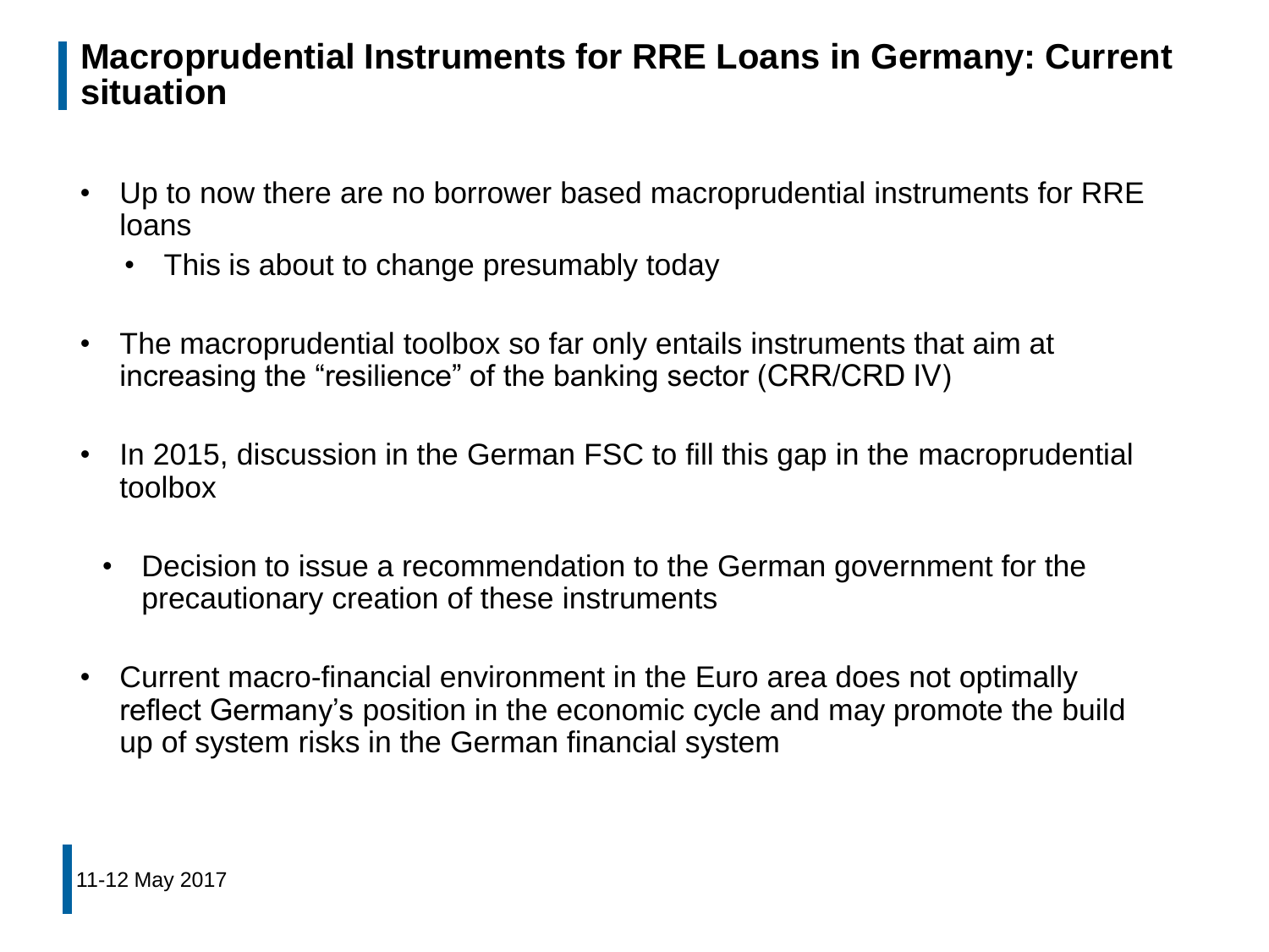# Macroprudential Instruments for RRE Loans in Germany: Current situation

- Up to now there are no borrower based macroprudential instruments for RRE loans
  - This is about to change presumably today
- The macroprudential toolbox so far only entails instruments that aim at increasing the "resilience" of the banking sector (CRR/CRD IV)
- In 2015, discussion in the German FSC to fill this gap in the macroprudential toolbox
  - Decision to issue a recommendation to the German government for the precautionary creation of these instruments
- Current macro-financial environment in the Euro area does not optimally reflect Germany's position in the economic cycle and may promote the build up of system risks in the German financial system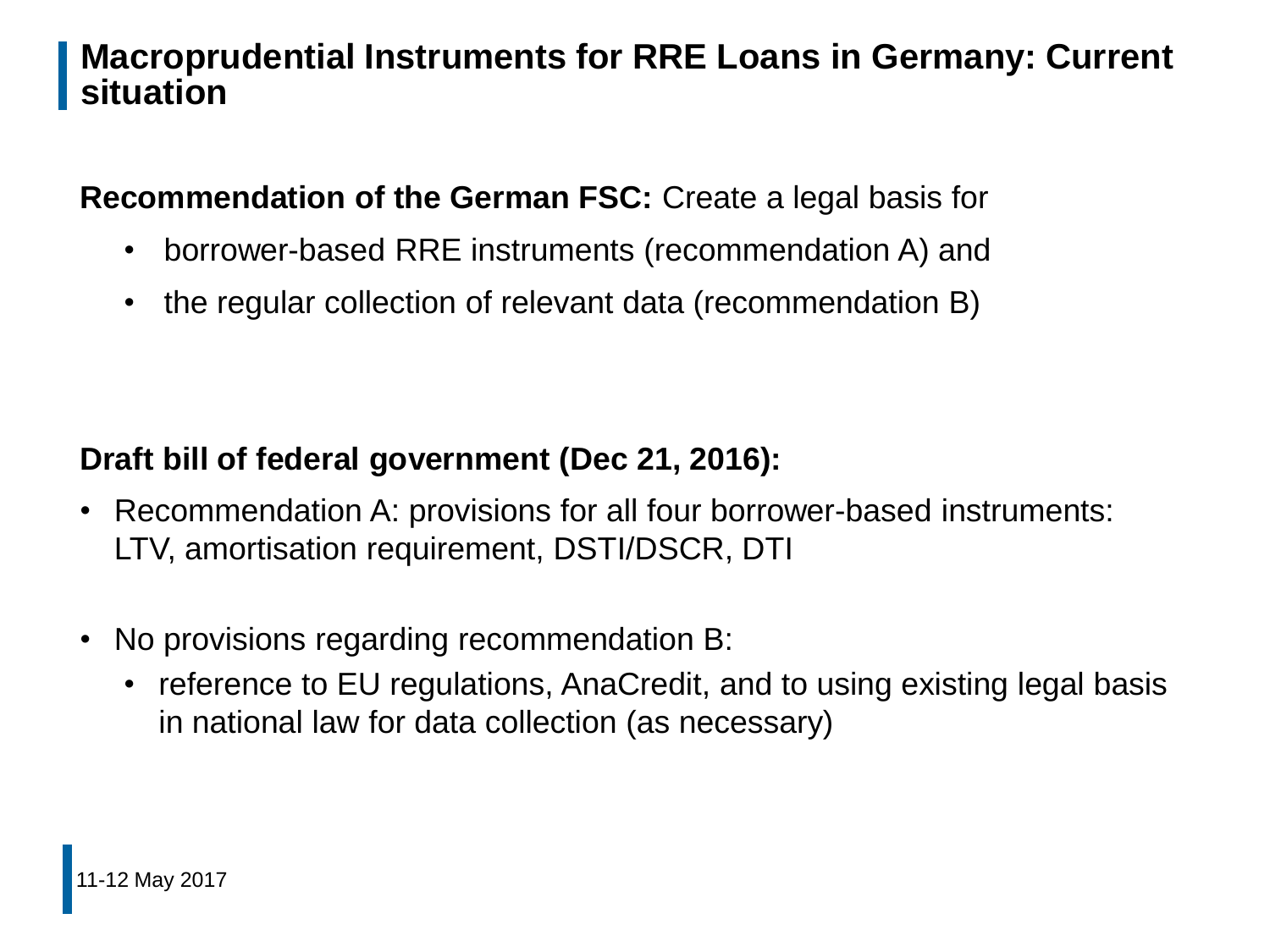# Macroprudential Instruments for RRE Loans in Germany: Current situation

**Recommendation of the German FSC:** Create a legal basis for

- borrower-based RRE instruments (recommendation A) and
- the regular collection of relevant data (recommendation B)

**Draft bill of federal government (Dec 21, 2016):**

- Recommendation A: provisions for all four borrower-based instruments: LTV, amortisation requirement, DSTI/DSCR, DTI
- No provisions regarding recommendation B:
  - reference to EU regulations, AnaCredit, and to using existing legal basis in national law for data collection (as necessary)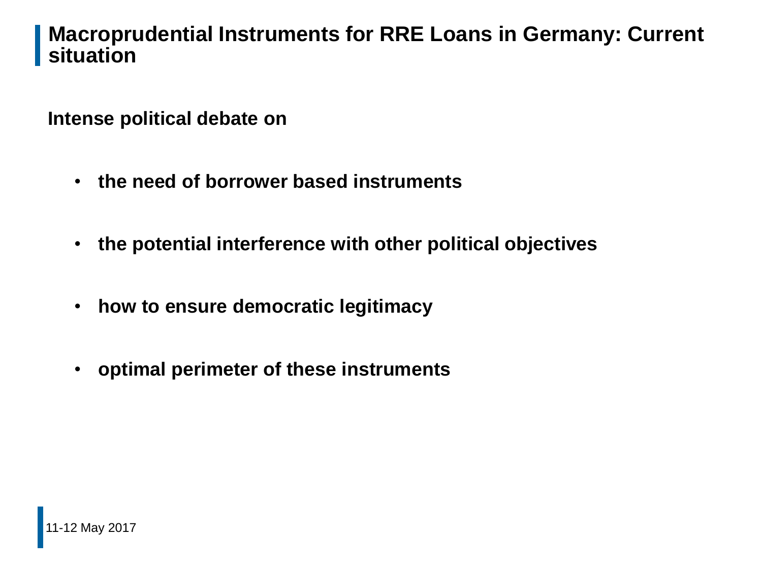# Macroprudential Instruments for RRE Loans in Germany: Current situation

**Intense political debate on**

- **the need of borrower based instruments**
- **the potential interference with other political objectives**
- **how to ensure democratic legitimacy**
- **optimal perimeter of these instruments**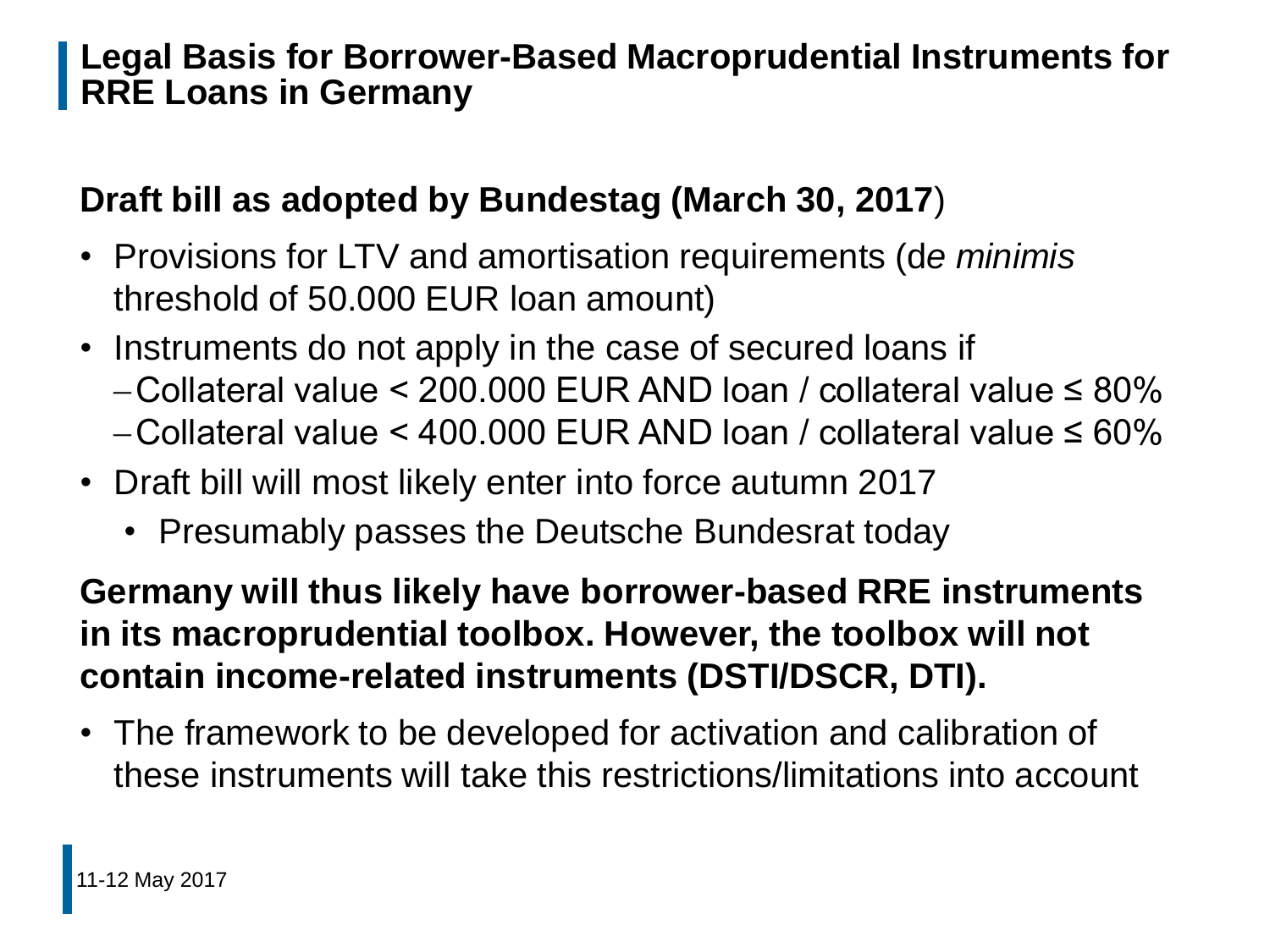# Legal Basis for Borrower-Based Macroprudential Instruments for RRE Loans in Germany

**Draft bill as adopted by Bundestag (March 30, 2017**)

- Provisions for LTV and amortisation requirements (d*e minimis* threshold of 50.000 EUR loan amount)
- Instruments do not apply in the case of secured loans if
  - Collateral value < 200.000 EUR AND loan / collateral value ≤ 80%
  - Collateral value < 400.000 EUR AND loan / collateral value ≤ 60%
- Draft bill will most likely enter into force autumn 2017
  - Presumably passes the Deutsche Bundesrat today

**Germany will thus likely have borrower-based RRE instruments in its macroprudential toolbox. However, the toolbox will not contain income-related instruments (DSTI/DSCR, DTI).**

- The framework to be developed for activation and calibration of these instruments will take this restrictions/limitations into account

11-12 May 2017